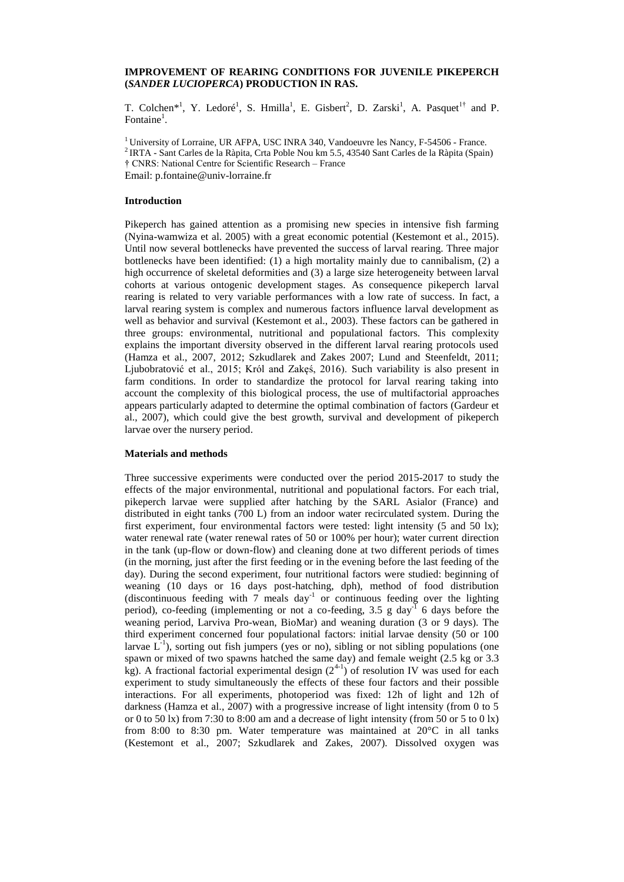# IMPROVEMENT OF REARING CONDITIONS FOR JUVENILE PIKEPERCH (*SANDER LUCIOPERCA*) PRODUCTION IN RAS.

T. Colchen*[1], Y. Ledoré[1], S. Hmilla[1], E. Gisbert[2], D. Zarski[1], A. Pasquet[1†] and P. Fontaine[1].

[1] University of Lorraine, UR AFPA, USC INRA 340, Vandoeuvre les Nancy, F-54506 - France.
[2] IRTA - Sant Carles de la Ràpita, Crta Poble Nou km 5.5, 43540 Sant Carles de la Ràpita (Spain)
† CNRS: National Centre for Scientific Research – France
Email: p.fontaine@univ-lorraine.fr

## Introduction

Pikeperch has gained attention as a promising new species in intensive fish farming (Nyina-wamwiza et al. 2005) with a great economic potential (Kestemont et al., 2015). Until now several bottlenecks have prevented the success of larval rearing. Three major bottlenecks have been identified: (1) a high mortality mainly due to cannibalism, (2) a high occurrence of skeletal deformities and (3) a large size heterogeneity between larval cohorts at various ontogenic development stages. As consequence pikeperch larval rearing is related to very variable performances with a low rate of success. In fact, a larval rearing system is complex and numerous factors influence larval development as well as behavior and survival (Kestemont et al., 2003). These factors can be gathered in three groups: environmental, nutritional and populational factors. This complexity explains the important diversity observed in the different larval rearing protocols used (Hamza et al., 2007, 2012; Szkudlarek and Zakes 2007; Lund and Steenfeldt, 2011; Ljubobratović et al., 2015; Król and Zakęś, 2016). Such variability is also present in farm conditions. In order to standardize the protocol for larval rearing taking into account the complexity of this biological process, the use of multifactorial approaches appears particularly adapted to determine the optimal combination of factors (Gardeur et al., 2007), which could give the best growth, survival and development of pikeperch larvae over the nursery period.

## Materials and methods

Three successive experiments were conducted over the period 2015-2017 to study the effects of the major environmental, nutritional and populational factors. For each trial, pikeperch larvae were supplied after hatching by the SARL Asialor (France) and distributed in eight tanks (700 L) from an indoor water recirculated system. During the first experiment, four environmental factors were tested: light intensity (5 and 50 lx); water renewal rate (water renewal rates of 50 or 100% per hour); water current direction in the tank (up-flow or down-flow) and cleaning done at two different periods of times (in the morning, just after the first feeding or in the evening before the last feeding of the day). During the second experiment, four nutritional factors were studied: beginning of weaning (10 days or 16 days post-hatching, dph), method of food distribution (discontinuous feeding with 7 meals $day^{-1}$ or continuous feeding over the lighting period), co-feeding (implementing or not a co-feeding, 3.5 g $day^{-1}$ 6 days before the weaning period, Larviva Pro-wean, BioMar) and weaning duration (3 or 9 days). The third experiment concerned four populational factors: initial larvae density (50 or 100 larvae $L^{-1}$), sorting out fish jumpers (yes or no), sibling or not sibling populations (one spawn or mixed of two spawns hatched the same day) and female weight (2.5 kg or 3.3 kg). A fractional factorial experimental design ($2^{4-1}$) of resolution IV was used for each experiment to study simultaneously the effects of these four factors and their possible interactions. For all experiments, photoperiod was fixed: 12h of light and 12h of darkness (Hamza et al., 2007) with a progressive increase of light intensity (from 0 to 5 or 0 to 50 lx) from 7:30 to 8:00 am and a decrease of light intensity (from 50 or 5 to 0 lx) from 8:00 to 8:30 pm. Water temperature was maintained at 20°C in all tanks (Kestemont et al., 2007; Szkudlarek and Zakes, 2007). Dissolved oxygen was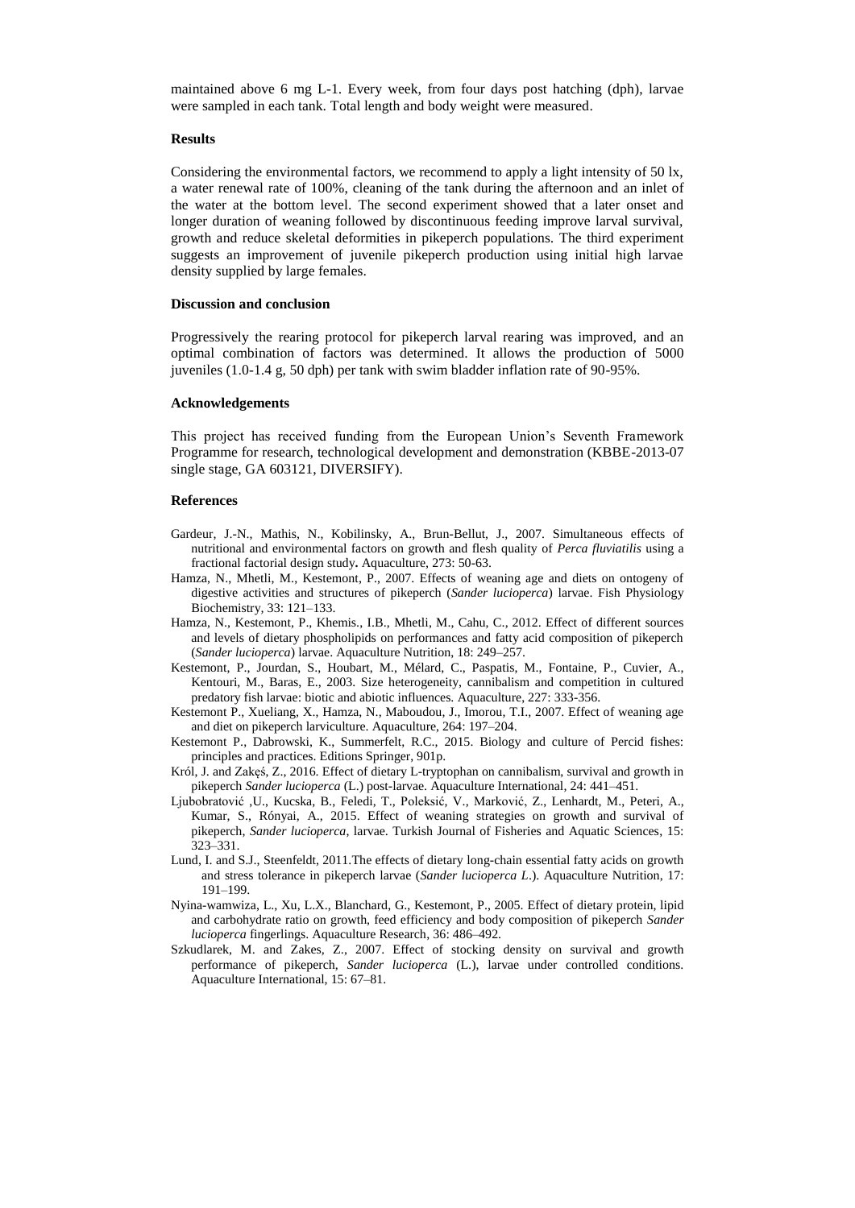maintained above 6 mg L-1. Every week, from four days post hatching (dph), larvae were sampled in each tank. Total length and body weight were measured.

**Results**

Considering the environmental factors, we recommend to apply a light intensity of 50 lx, a water renewal rate of 100%, cleaning of the tank during the afternoon and an inlet of the water at the bottom level. The second experiment showed that a later onset and longer duration of weaning followed by discontinuous feeding improve larval survival, growth and reduce skeletal deformities in pikeperch populations. The third experiment suggests an improvement of juvenile pikeperch production using initial high larvae density supplied by large females.

**Discussion and conclusion**

Progressively the rearing protocol for pikeperch larval rearing was improved, and an optimal combination of factors was determined. It allows the production of 5000 juveniles (1.0-1.4 g, 50 dph) per tank with swim bladder inflation rate of 90-95%.

**Acknowledgements**

This project has received funding from the European Union's Seventh Framework Programme for research, technological development and demonstration (KBBE-2013-07 single stage, GA 603121, DIVERSIFY).

**References**

- Gardeur, J.-N., Mathis, N., Kobilinsky, A., Brun-Bellut, J., 2007. Simultaneous effects of nutritional and environmental factors on growth and flesh quality of *Perca fluviatilis* using a fractional factorial design study**.** Aquaculture, 273: 50-63.
- Hamza, N., Mhetli, M., Kestemont, P., 2007. Effects of weaning age and diets on ontogeny of digestive activities and structures of pikeperch (*Sander lucioperca*) larvae. Fish Physiology Biochemistry, 33: 121–133.
- Hamza, N., Kestemont, P., Khemis., I.B., Mhetli, M., Cahu, C., 2012. Effect of different sources and levels of dietary phospholipids on performances and fatty acid composition of pikeperch (*Sander lucioperca*) larvae. Aquaculture Nutrition, 18: 249–257.
- Kestemont, P., Jourdan, S., Houbart, M., Mélard, C., Paspatis, M., Fontaine, P., Cuvier, A., Kentouri, M., Baras, E., 2003. Size heterogeneity, cannibalism and competition in cultured predatory fish larvae: biotic and abiotic influences. Aquaculture, 227: 333-356.
- Kestemont P., Xueliang, X., Hamza, N., Maboudou, J., Imorou, T.I., 2007. Effect of weaning age and diet on pikeperch larviculture. Aquaculture, 264: 197–204.
- Kestemont P., Dabrowski, K., Summerfelt, R.C., 2015. Biology and culture of Percid fishes: principles and practices. Editions Springer, 901p.
- Król, J. and Zakęś, Z., 2016. Effect of dietary L-tryptophan on cannibalism, survival and growth in pikeperch *Sander lucioperca* (L.) post-larvae. Aquaculture International, 24: 441–451.
- Ljubobratović ,U., Kucska, B., Feledi, T., Poleksić, V., Marković, Z., Lenhardt, M., Peteri, A., Kumar, S., Rónyai, A., 2015. Effect of weaning strategies on growth and survival of pikeperch, *Sander lucioperca*, larvae. Turkish Journal of Fisheries and Aquatic Sciences, 15: 323–331.
- Lund, I. and S.J., Steenfeldt, 2011.The effects of dietary long-chain essential fatty acids on growth and stress tolerance in pikeperch larvae (*Sander lucioperca L*.). Aquaculture Nutrition, 17: 191–199.
- Nyina-wamwiza, L., Xu, L.X., Blanchard, G., Kestemont, P., 2005. Effect of dietary protein, lipid and carbohydrate ratio on growth, feed efficiency and body composition of pikeperch *Sander lucioperca* fingerlings. Aquaculture Research, 36: 486–492.
- Szkudlarek, M. and Zakes, Z., 2007. Effect of stocking density on survival and growth performance of pikeperch, *Sander lucioperca* (L.), larvae under controlled conditions. Aquaculture International, 15: 67–81.